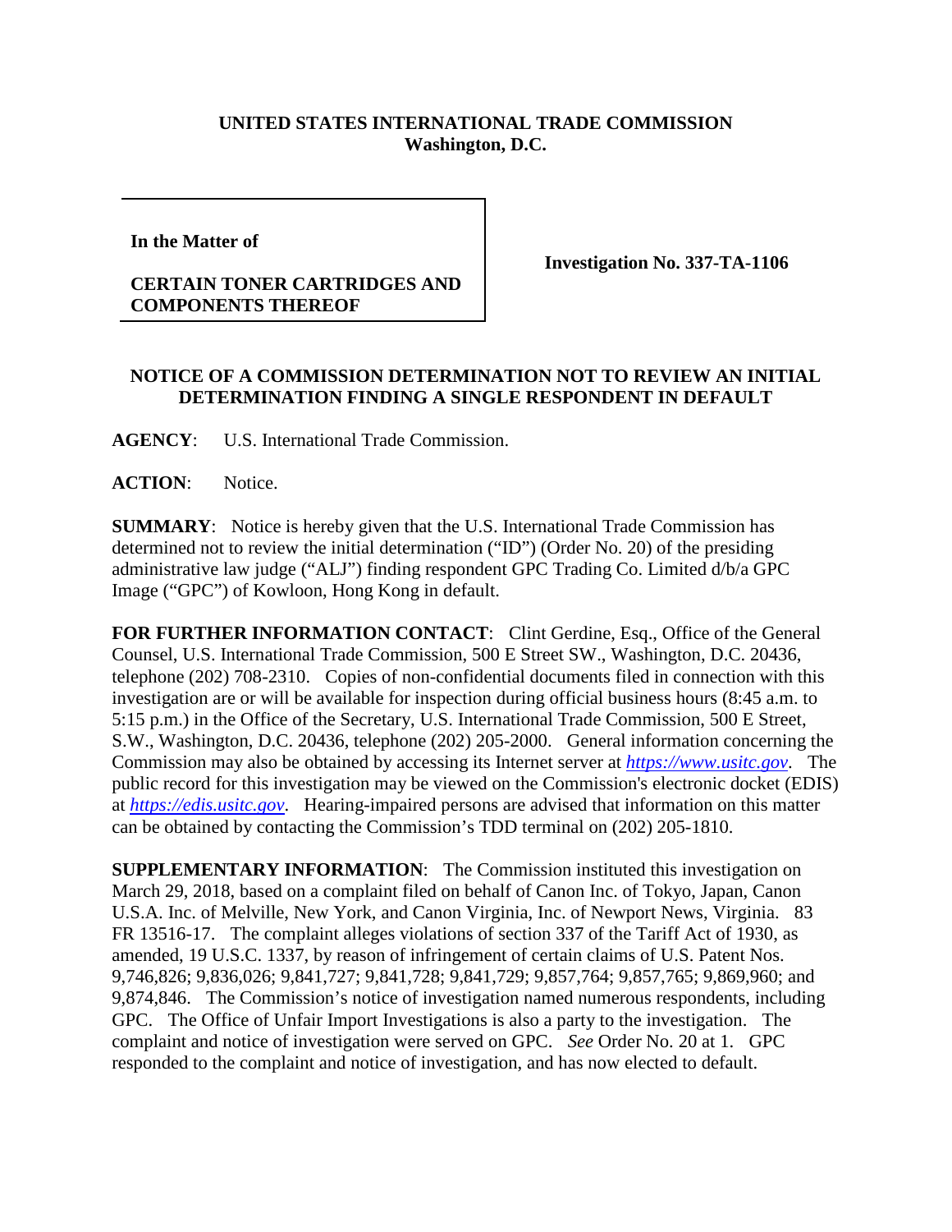**UNITED STATES INTERNATIONAL TRADE COMMISSION**
**Washington, D.C.**

| In the Matter of<br><br>**CERTAIN TONER CARTRIDGES AND COMPONENTS THEREOF** | **Investigation No. 337-TA-1106** |
|---|---|

**NOTICE OF A COMMISSION DETERMINATION NOT TO REVIEW AN INITIAL DETERMINATION FINDING A SINGLE RESPONDENT IN DEFAULT**

**AGENCY**: U.S. International Trade Commission.

**ACTION**: Notice.

**SUMMARY**: Notice is hereby given that the U.S. International Trade Commission has determined not to review the initial determination ("ID") (Order No. 20) of the presiding administrative law judge ("ALJ") finding respondent GPC Trading Co. Limited d/b/a GPC Image ("GPC") of Kowloon, Hong Kong in default.

**FOR FURTHER INFORMATION CONTACT**: Clint Gerdine, Esq., Office of the General Counsel, U.S. International Trade Commission, 500 E Street SW., Washington, D.C. 20436, telephone (202) 708-2310. Copies of non-confidential documents filed in connection with this investigation are or will be available for inspection during official business hours (8:45 a.m. to 5:15 p.m.) in the Office of the Secretary, U.S. International Trade Commission, 500 E Street, S.W., Washington, D.C. 20436, telephone (202) 205-2000. General information concerning the Commission may also be obtained by accessing its Internet server at *https://www.usitc.gov*. The public record for this investigation may be viewed on the Commission's electronic docket (EDIS) at *https://edis.usitc.gov*. Hearing-impaired persons are advised that information on this matter can be obtained by contacting the Commission's TDD terminal on (202) 205-1810.

**SUPPLEMENTARY INFORMATION**: The Commission instituted this investigation on March 29, 2018, based on a complaint filed on behalf of Canon Inc. of Tokyo, Japan, Canon U.S.A. Inc. of Melville, New York, and Canon Virginia, Inc. of Newport News, Virginia. 83 FR 13516-17. The complaint alleges violations of section 337 of the Tariff Act of 1930, as amended, 19 U.S.C. 1337, by reason of infringement of certain claims of U.S. Patent Nos. 9,746,826; 9,836,026; 9,841,727; 9,841,728; 9,841,729; 9,857,764; 9,857,765; 9,869,960; and 9,874,846. The Commission's notice of investigation named numerous respondents, including GPC. The Office of Unfair Import Investigations is also a party to the investigation. The complaint and notice of investigation were served on GPC. *See* Order No. 20 at 1. GPC responded to the complaint and notice of investigation, and has now elected to default.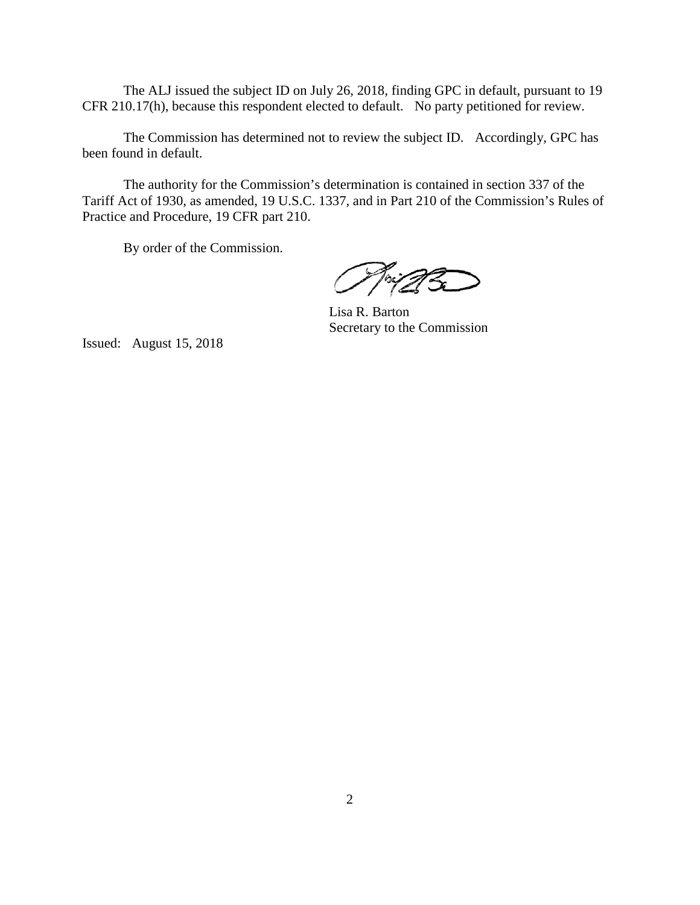The ALJ issued the subject ID on July 26, 2018, finding GPC in default, pursuant to 19 CFR 210.17(h), because this respondent elected to default. No party petitioned for review.

The Commission has determined not to review the subject ID. Accordingly, GPC has been found in default.

The authority for the Commission's determination is contained in section 337 of the Tariff Act of 1930, as amended, 19 U.S.C. 1337, and in Part 210 of the Commission's Rules of Practice and Procedure, 19 CFR part 210.

By order of the Commission.

Lisa R. Barton
Secretary to the Commission

Issued: August 15, 2018